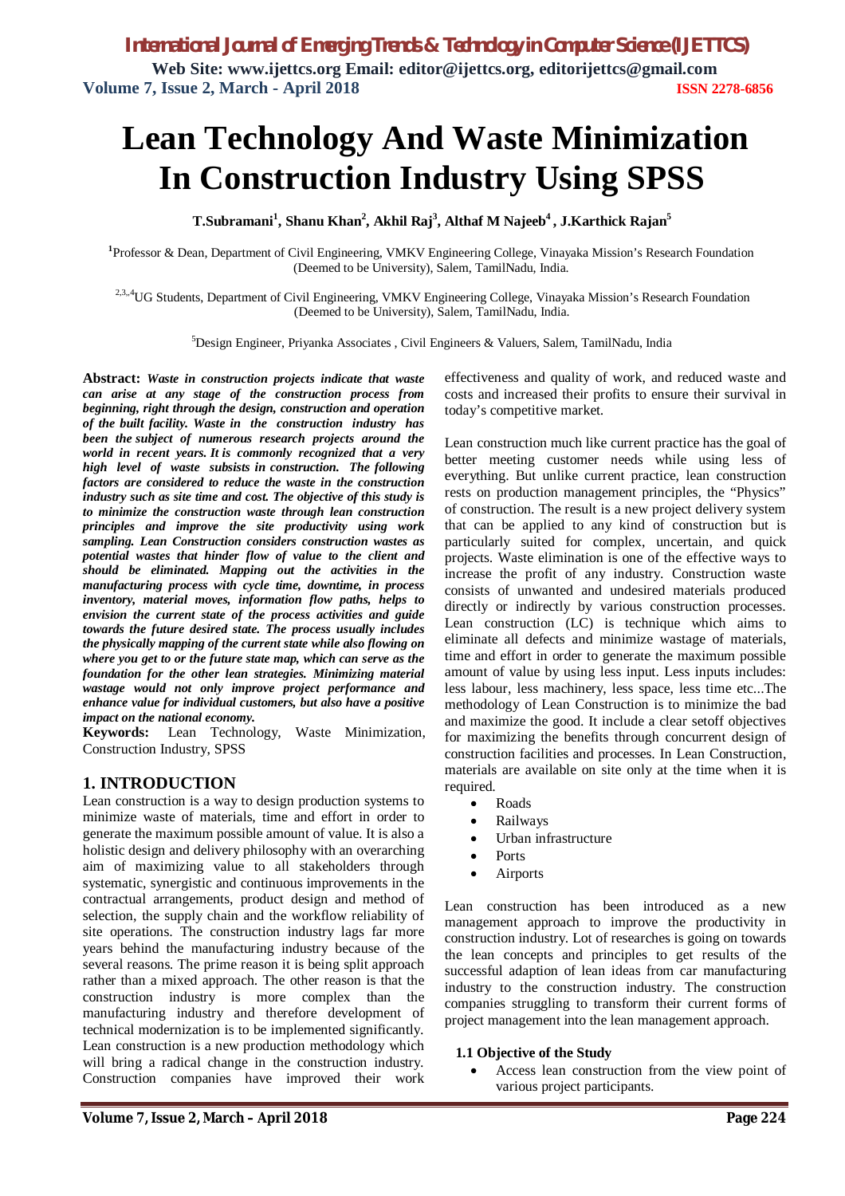# Lean Technology And Waste Minimization In Construction Industry Using SPSS

**T.Subramani[1], Shanu Khan[2], Akhil Raj[3], Althaf M Najeeb[4] , J.Karthick Rajan[5]**

[1]Professor & Dean, Department of Civil Engineering, VMKV Engineering College, Vinayaka Mission's Research Foundation (Deemed to be University), Salem, TamilNadu, India.

[2,3,,4]UG Students, Department of Civil Engineering, VMKV Engineering College, Vinayaka Mission's Research Foundation (Deemed to be University), Salem, TamilNadu, India.

[5]Design Engineer, Priyanka Associates , Civil Engineers & Valuers, Salem, TamilNadu, India

**Abstract:** ***Waste in construction projects indicate that waste can arise at any stage of the construction process from beginning, right through the design, construction and operation of the built facility. Waste in the construction industry has been the subject of numerous research projects around the world in recent years. It is commonly recognized that a very high level of waste subsists in construction. The following factors are considered to reduce the waste in the construction industry such as site time and cost. The objective of this study is to minimize the construction waste through lean construction principles and improve the site productivity using work sampling. Lean Construction considers construction wastes as potential wastes that hinder flow of value to the client and should be eliminated. Mapping out the activities in the manufacturing process with cycle time, downtime, in process inventory, material moves, information flow paths, helps to envision the current state of the process activities and guide towards the future desired state. The process usually includes the physically mapping of the current state while also flowing on where you get to or the future state map, which can serve as the foundation for the other lean strategies. Minimizing material wastage would not only improve project performance and enhance value for individual customers, but also have a positive impact on the national economy.***

**Keywords:** Lean Technology, Waste Minimization, Construction Industry, SPSS

## 1. INTRODUCTION

Lean construction is a way to design production systems to minimize waste of materials, time and effort in order to generate the maximum possible amount of value. It is also a holistic design and delivery philosophy with an overarching aim of maximizing value to all stakeholders through systematic, synergistic and continuous improvements in the contractual arrangements, product design and method of selection, the supply chain and the workflow reliability of site operations. The construction industry lags far more years behind the manufacturing industry because of the several reasons. The prime reason it is being split approach rather than a mixed approach. The other reason is that the construction industry is more complex than the manufacturing industry and therefore development of technical modernization is to be implemented significantly. Lean construction is a new production methodology which will bring a radical change in the construction industry. Construction companies have improved their work effectiveness and quality of work, and reduced waste and costs and increased their profits to ensure their survival in today's competitive market.

Lean construction much like current practice has the goal of better meeting customer needs while using less of everything. But unlike current practice, lean construction rests on production management principles, the "Physics" of construction. The result is a new project delivery system that can be applied to any kind of construction but is particularly suited for complex, uncertain, and quick projects. Waste elimination is one of the effective ways to increase the profit of any industry. Construction waste consists of unwanted and undesired materials produced directly or indirectly by various construction processes. Lean construction (LC) is technique which aims to eliminate all defects and minimize wastage of materials, time and effort in order to generate the maximum possible amount of value by using less input. Less inputs includes: less labour, less machinery, less space, less time etc...The methodology of Lean Construction is to minimize the bad and maximize the good. It include a clear setoff objectives for maximizing the benefits through concurrent design of construction facilities and processes. In Lean Construction, materials are available on site only at the time when it is required.

- Roads
- Railways
- Urban infrastructure
- Ports
- Airports

Lean construction has been introduced as a new management approach to improve the productivity in construction industry. Lot of researches is going on towards the lean concepts and principles to get results of the successful adaption of lean ideas from car manufacturing industry to the construction industry. The construction companies struggling to transform their current forms of project management into the lean management approach.

### 1.1 Objective of the Study

- Access lean construction from the view point of various project participants.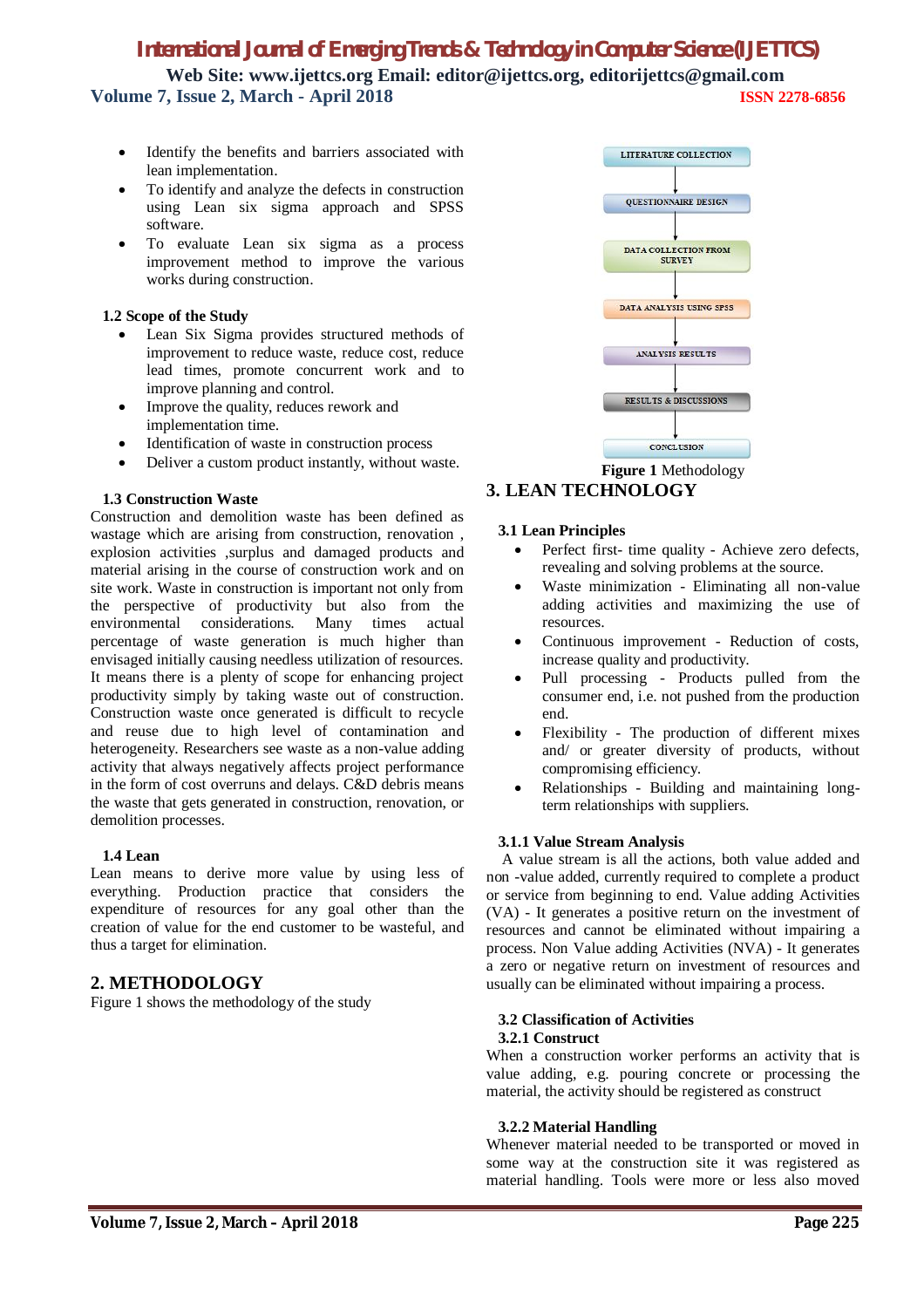- Identify the benefits and barriers associated with lean implementation.
- To identify and analyze the defects in construction using Lean six sigma approach and SPSS software.
- To evaluate Lean six sigma as a process improvement method to improve the various works during construction.

### 1.2 Scope of the Study

- Lean Six Sigma provides structured methods of improvement to reduce waste, reduce cost, reduce lead times, promote concurrent work and to improve planning and control.
- Improve the quality, reduces rework and implementation time.
- Identification of waste in construction process
- Deliver a custom product instantly, without waste.

### 1.3 Construction Waste

Construction and demolition waste has been defined as wastage which are arising from construction, renovation , explosion activities ,surplus and damaged products and material arising in the course of construction work and on site work. Waste in construction is important not only from the perspective of productivity but also from the environmental considerations. Many times actual percentage of waste generation is much higher than envisaged initially causing needless utilization of resources. It means there is a plenty of scope for enhancing project productivity simply by taking waste out of construction. Construction waste once generated is difficult to recycle and reuse due to high level of contamination and heterogeneity. Researchers see waste as a non-value adding activity that always negatively affects project performance in the form of cost overruns and delays. C&D debris means the waste that gets generated in construction, renovation, or demolition processes.

### 1.4 Lean

Lean means to derive more value by using less of everything. Production practice that considers the expenditure of resources for any goal other than the creation of value for the end customer to be wasteful, and thus a target for elimination.

## 2. METHODOLOGY

Figure 1 shows the methodology of the study

LITERATURE COLLECTION → QUESTIONNAIRE DESIGN → DATA COLLECTION FROM SURVEY → DATA ANALYSIS USING SPSS → ANALYSIS RESULTS → RESULTS & DISCUSSIONS → CONCLUSION

**Figure 1** Methodology

## 3. LEAN TECHNOLOGY

### 3.1 Lean Principles

- Perfect first- time quality - Achieve zero defects, revealing and solving problems at the source.
- Waste minimization - Eliminating all non-value adding activities and maximizing the use of resources.
- Continuous improvement - Reduction of costs, increase quality and productivity.
- Pull processing - Products pulled from the consumer end, i.e. not pushed from the production end.
- Flexibility - The production of different mixes and/ or greater diversity of products, without compromising efficiency.
- Relationships - Building and maintaining long-term relationships with suppliers.

#### 3.1.1 Value Stream Analysis

A value stream is all the actions, both value added and non -value added, currently required to complete a product or service from beginning to end. Value adding Activities (VA) - It generates a positive return on the investment of resources and cannot be eliminated without impairing a process. Non Value adding Activities (NVA) - It generates a zero or negative return on investment of resources and usually can be eliminated without impairing a process.

### 3.2 Classification of Activities

#### 3.2.1 Construct

When a construction worker performs an activity that is value adding, e.g. pouring concrete or processing the material, the activity should be registered as construct

#### 3.2.2 Material Handling

Whenever material needed to be transported or moved in some way at the construction site it was registered as material handling. Tools were more or less also moved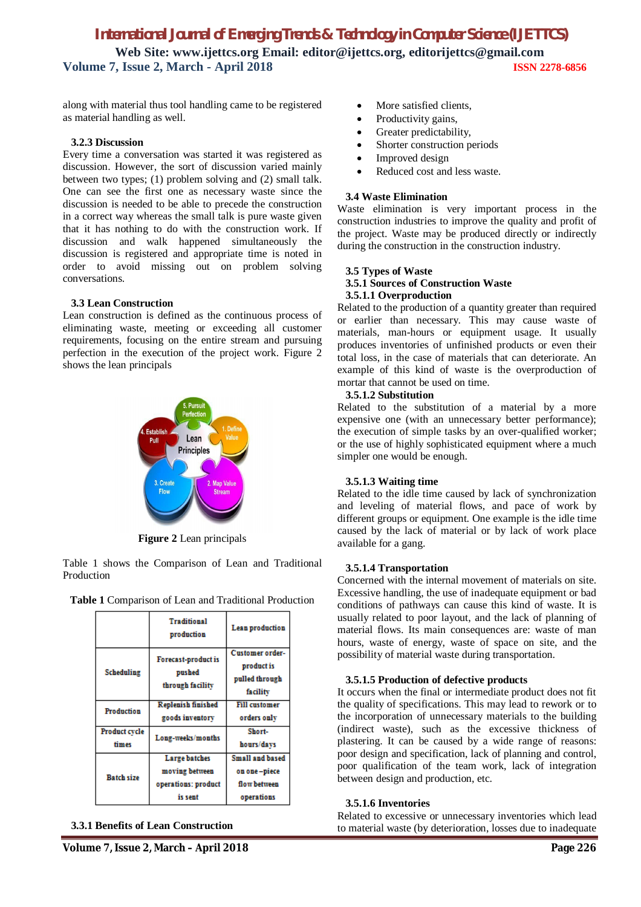along with material thus tool handling came to be registered as material handling as well.

#### 3.2.3 Discussion

Every time a conversation was started it was registered as discussion. However, the sort of discussion varied mainly between two types; (1) problem solving and (2) small talk. One can see the first one as necessary waste since the discussion is needed to be able to precede the construction in a correct way whereas the small talk is pure waste given that it has nothing to do with the construction work. If discussion and walk happened simultaneously the discussion is registered and appropriate time is noted in order to avoid missing out on problem solving conversations.

### 3.3 Lean Construction

Lean construction is defined as the continuous process of eliminating waste, meeting or exceeding all customer requirements, focusing on the entire stream and pursuing perfection in the execution of the project work. Figure 2 shows the lean principals

**Figure 2** Lean principals

Table 1 shows the Comparison of Lean and Traditional Production

**Table 1** Comparison of Lean and Traditional Production

| | Traditional production | Lean production |
|---|---|---|
| Scheduling | Forecast-product is pushed through facility | Customer order-product is pulled through facility |
| Production | Replenish finished goods inventory | Fill customer orders only |
| Product cycle times | Long-weeks/months | Short-hours/days |
| Batch size | Large batches moving between operations: product is sent | Small and based on one –piece flow between operations |

#### 3.3.1 Benefits of Lean Construction

- More satisfied clients,
- Productivity gains,
- Greater predictability,
- Shorter construction periods
- Improved design
- Reduced cost and less waste.

### 3.4 Waste Elimination

Waste elimination is very important process in the construction industries to improve the quality and profit of the project. Waste may be produced directly or indirectly during the construction in the construction industry.

### 3.5 Types of Waste

#### 3.5.1 Sources of Construction Waste

##### 3.5.1.1 Overproduction

Related to the production of a quantity greater than required or earlier than necessary. This may cause waste of materials, man-hours or equipment usage. It usually produces inventories of unfinished products or even their total loss, in the case of materials that can deteriorate. An example of this kind of waste is the overproduction of mortar that cannot be used on time.

##### 3.5.1.2 Substitution

Related to the substitution of a material by a more expensive one (with an unnecessary better performance); the execution of simple tasks by an over-qualified worker; or the use of highly sophisticated equipment where a much simpler one would be enough.

##### 3.5.1.3 Waiting time

Related to the idle time caused by lack of synchronization and leveling of material flows, and pace of work by different groups or equipment. One example is the idle time caused by the lack of material or by lack of work place available for a gang.

##### 3.5.1.4 Transportation

Concerned with the internal movement of materials on site. Excessive handling, the use of inadequate equipment or bad conditions of pathways can cause this kind of waste. It is usually related to poor layout, and the lack of planning of material flows. Its main consequences are: waste of man hours, waste of energy, waste of space on site, and the possibility of material waste during transportation.

##### 3.5.1.5 Production of defective products

It occurs when the final or intermediate product does not fit the quality of specifications. This may lead to rework or to the incorporation of unnecessary materials to the building (indirect waste), such as the excessive thickness of plastering. It can be caused by a wide range of reasons: poor design and specification, lack of planning and control, poor qualification of the team work, lack of integration between design and production, etc.

##### 3.5.1.6 Inventories

Related to excessive or unnecessary inventories which lead to material waste (by deterioration, losses due to inadequate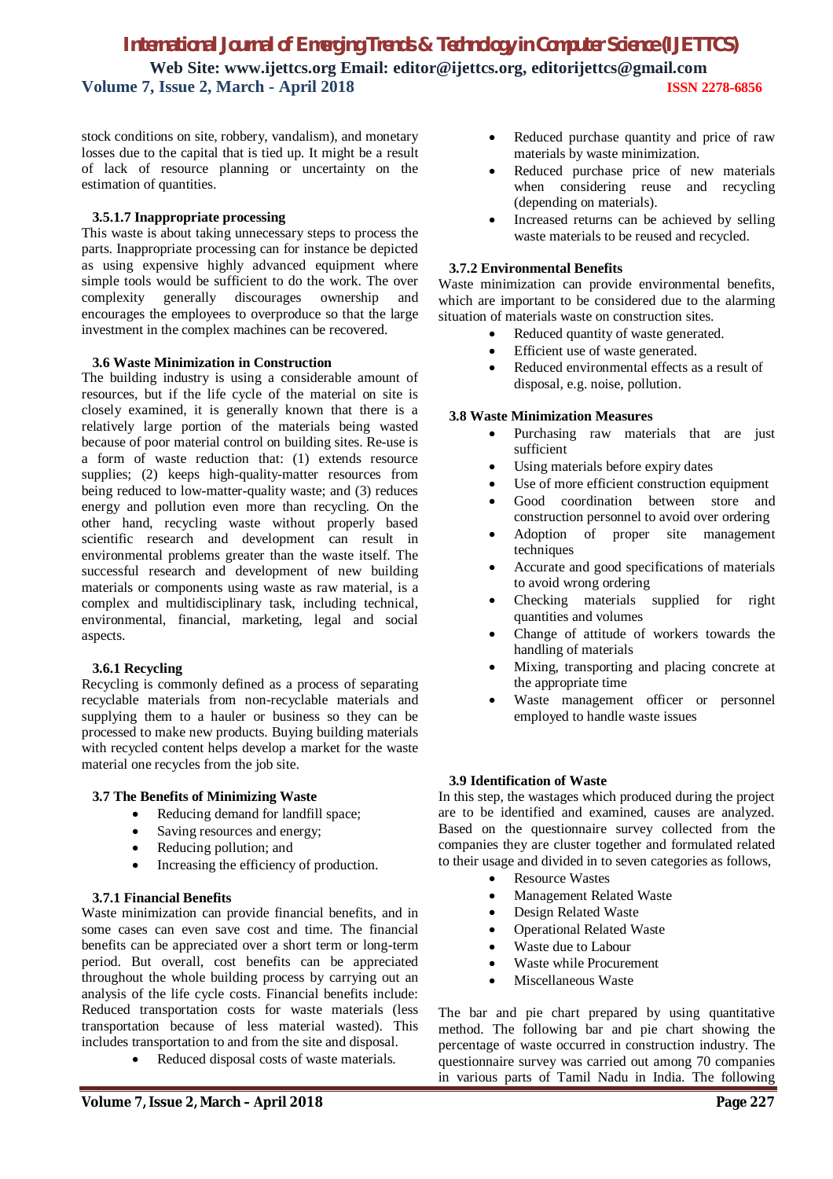stock conditions on site, robbery, vandalism), and monetary losses due to the capital that is tied up. It might be a result of lack of resource planning or uncertainty on the estimation of quantities.

#### 3.5.1.7 Inappropriate processing

This waste is about taking unnecessary steps to process the parts. Inappropriate processing can for instance be depicted as using expensive highly advanced equipment where simple tools would be sufficient to do the work. The over complexity generally discourages ownership and encourages the employees to overproduce so that the large investment in the complex machines can be recovered.

### 3.6 Waste Minimization in Construction

The building industry is using a considerable amount of resources, but if the life cycle of the material on site is closely examined, it is generally known that there is a relatively large portion of the materials being wasted because of poor material control on building sites. Re-use is a form of waste reduction that: (1) extends resource supplies; (2) keeps high-quality-matter resources from being reduced to low-matter-quality waste; and (3) reduces energy and pollution even more than recycling. On the other hand, recycling waste without properly based scientific research and development can result in environmental problems greater than the waste itself. The successful research and development of new building materials or components using waste as raw material, is a complex and multidisciplinary task, including technical, environmental, financial, marketing, legal and social aspects.

#### 3.6.1 Recycling

Recycling is commonly defined as a process of separating recyclable materials from non-recyclable materials and supplying them to a hauler or business so they can be processed to make new products. Buying building materials with recycled content helps develop a market for the waste material one recycles from the job site.

### 3.7 The Benefits of Minimizing Waste

- Reducing demand for landfill space;
- Saving resources and energy;
- Reducing pollution; and
- Increasing the efficiency of production.

#### 3.7.1 Financial Benefits

Waste minimization can provide financial benefits, and in some cases can even save cost and time. The financial benefits can be appreciated over a short term or long-term period. But overall, cost benefits can be appreciated throughout the whole building process by carrying out an analysis of the life cycle costs. Financial benefits include: Reduced transportation costs for waste materials (less transportation because of less material wasted). This includes transportation to and from the site and disposal.

- Reduced disposal costs of waste materials.
- Reduced purchase quantity and price of raw materials by waste minimization.
- Reduced purchase price of new materials when considering reuse and recycling (depending on materials).
- Increased returns can be achieved by selling waste materials to be reused and recycled.

#### 3.7.2 Environmental Benefits

Waste minimization can provide environmental benefits, which are important to be considered due to the alarming situation of materials waste on construction sites.

- Reduced quantity of waste generated.
- Efficient use of waste generated.
- Reduced environmental effects as a result of disposal, e.g. noise, pollution.

### 3.8 Waste Minimization Measures

- Purchasing raw materials that are just sufficient
- Using materials before expiry dates
- Use of more efficient construction equipment
- Good coordination between store and construction personnel to avoid over ordering
- Adoption of proper site management techniques
- Accurate and good specifications of materials to avoid wrong ordering
- Checking materials supplied for right quantities and volumes
- Change of attitude of workers towards the handling of materials
- Mixing, transporting and placing concrete at the appropriate time
- Waste management officer or personnel employed to handle waste issues

### 3.9 Identification of Waste

In this step, the wastages which produced during the project are to be identified and examined, causes are analyzed. Based on the questionnaire survey collected from the companies they are cluster together and formulated related to their usage and divided in to seven categories as follows,

- Resource Wastes
- Management Related Waste
- Design Related Waste
- Operational Related Waste
- Waste due to Labour
- Waste while Procurement
- Miscellaneous Waste

The bar and pie chart prepared by using quantitative method. The following bar and pie chart showing the percentage of waste occurred in construction industry. The questionnaire survey was carried out among 70 companies in various parts of Tamil Nadu in India. The following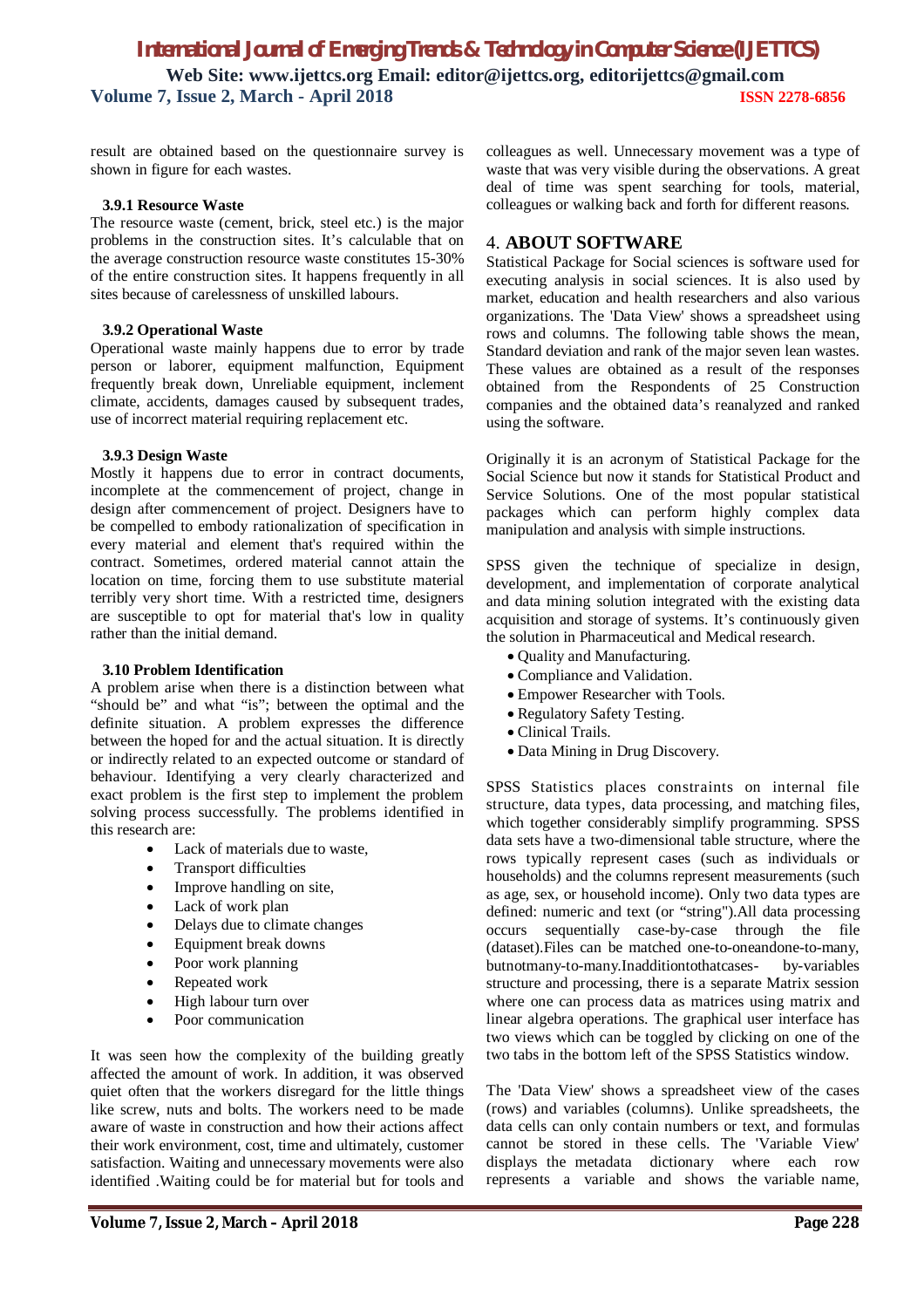result are obtained based on the questionnaire survey is shown in figure for each wastes.

### 3.9.1 Resource Waste

The resource waste (cement, brick, steel etc.) is the major problems in the construction sites. It's calculable that on the average construction resource waste constitutes 15-30% of the entire construction sites. It happens frequently in all sites because of carelessness of unskilled labours.

### 3.9.2 Operational Waste

Operational waste mainly happens due to error by trade person or laborer, equipment malfunction, Equipment frequently break down, Unreliable equipment, inclement climate, accidents, damages caused by subsequent trades, use of incorrect material requiring replacement etc.

### 3.9.3 Design Waste

Mostly it happens due to error in contract documents, incomplete at the commencement of project, change in design after commencement of project. Designers have to be compelled to embody rationalization of specification in every material and element that's required within the contract. Sometimes, ordered material cannot attain the location on time, forcing them to use substitute material terribly very short time. With a restricted time, designers are susceptible to opt for material that's low in quality rather than the initial demand.

### 3.10 Problem Identification

A problem arise when there is a distinction between what "should be" and what "is"; between the optimal and the definite situation. A problem expresses the difference between the hoped for and the actual situation. It is directly or indirectly related to an expected outcome or standard of behaviour. Identifying a very clearly characterized and exact problem is the first step to implement the problem solving process successfully. The problems identified in this research are:

- Lack of materials due to waste,
- Transport difficulties
- Improve handling on site,
- Lack of work plan
- Delays due to climate changes
- Equipment break downs
- Poor work planning
- Repeated work
- High labour turn over
- Poor communication

It was seen how the complexity of the building greatly affected the amount of work. In addition, it was observed quiet often that the workers disregard for the little things like screw, nuts and bolts. The workers need to be made aware of waste in construction and how their actions affect their work environment, cost, time and ultimately, customer satisfaction. Waiting and unnecessary movements were also identified .Waiting could be for material but for tools and colleagues as well. Unnecessary movement was a type of waste that was very visible during the observations. A great deal of time was spent searching for tools, material, colleagues or walking back and forth for different reasons.

## 4. ABOUT SOFTWARE

Statistical Package for Social sciences is software used for executing analysis in social sciences. It is also used by market, education and health researchers and also various organizations. The 'Data View' shows a spreadsheet using rows and columns. The following table shows the mean, Standard deviation and rank of the major seven lean wastes. These values are obtained as a result of the responses obtained from the Respondents of 25 Construction companies and the obtained data's reanalyzed and ranked using the software.

Originally it is an acronym of Statistical Package for the Social Science but now it stands for Statistical Product and Service Solutions. One of the most popular statistical packages which can perform highly complex data manipulation and analysis with simple instructions.

SPSS given the technique of specialize in design, development, and implementation of corporate analytical and data mining solution integrated with the existing data acquisition and storage of systems. It's continuously given the solution in Pharmaceutical and Medical research.

- Quality and Manufacturing.
- Compliance and Validation.
- Empower Researcher with Tools.
- Regulatory Safety Testing.
- Clinical Trails.
- Data Mining in Drug Discovery.

SPSS Statistics places constraints on internal file structure, data types, data processing, and matching files, which together considerably simplify programming. SPSS data sets have a two-dimensional table structure, where the rows typically represent cases (such as individuals or households) and the columns represent measurements (such as age, sex, or household income). Only two data types are defined: numeric and text (or "string").All data processing occurs sequentially case-by-case through the file (dataset).Files can be matched one-to-oneandone-to-many, butnotmany-to-many.Inadditiontothatcases- by-variables structure and processing, there is a separate Matrix session where one can process data as matrices using matrix and linear algebra operations. The graphical user interface has two views which can be toggled by clicking on one of the two tabs in the bottom left of the SPSS Statistics window.

The 'Data View' shows a spreadsheet view of the cases (rows) and variables (columns). Unlike spreadsheets, the data cells can only contain numbers or text, and formulas cannot be stored in these cells. The 'Variable View' displays the metadata dictionary where each row represents a variable and shows the variable name,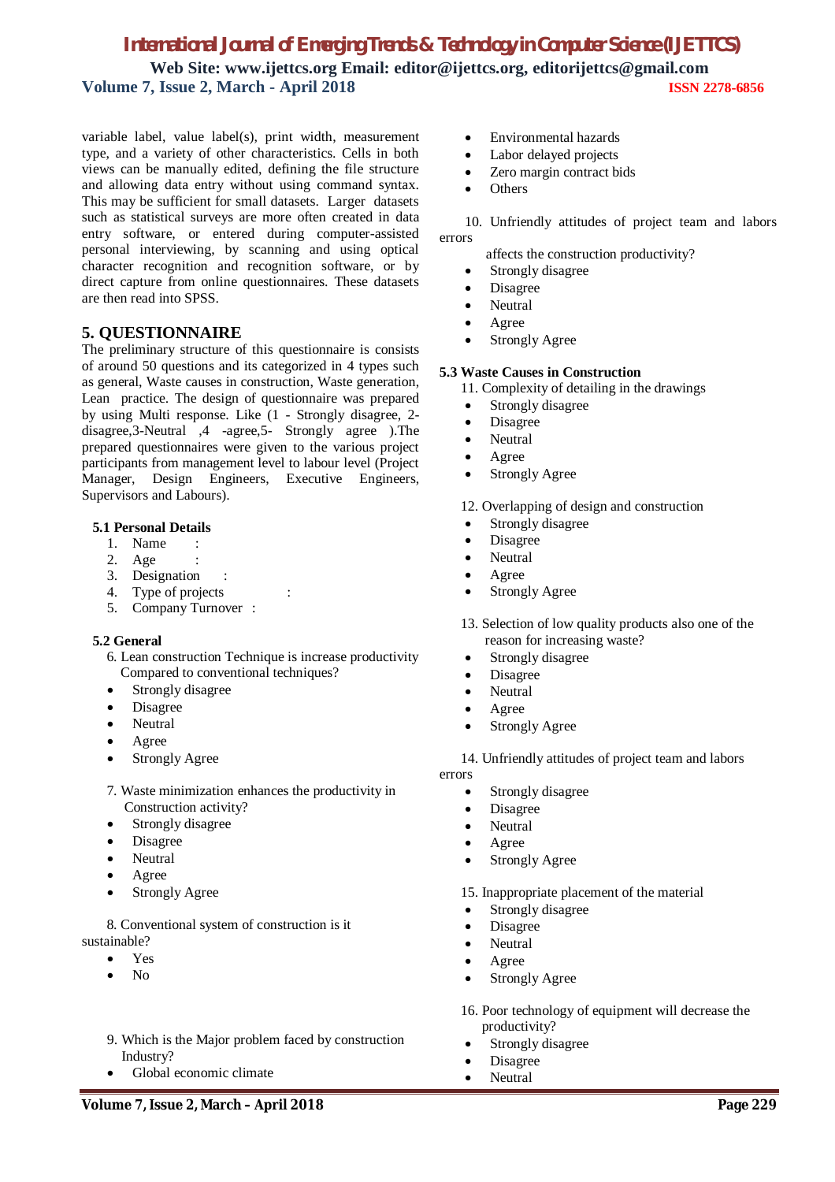variable label, value label(s), print width, measurement type, and a variety of other characteristics. Cells in both views can be manually edited, defining the file structure and allowing data entry without using command syntax. This may be sufficient for small datasets. Larger datasets such as statistical surveys are more often created in data entry software, or entered during computer-assisted personal interviewing, by scanning and using optical character recognition and recognition software, or by direct capture from online questionnaires. These datasets are then read into SPSS.

## 5. QUESTIONNAIRE

The preliminary structure of this questionnaire is consists of around 50 questions and its categorized in 4 types such as general, Waste causes in construction, Waste generation, Lean practice. The design of questionnaire was prepared by using Multi response. Like (1 - Strongly disagree, 2-disagree,3-Neutral ,4 -agree,5- Strongly agree ).The prepared questionnaires were given to the various project participants from management level to labour level (Project Manager, Design Engineers, Executive Engineers, Supervisors and Labours).

### 5.1 Personal Details

1. Name :
2. Age :
3. Designation :
4. Type of projects :
5. Company Turnover :

### 5.2 General

6. Lean construction Technique is increase productivity Compared to conventional techniques?
   - Strongly disagree
   - Disagree
   - Neutral
   - Agree
   - Strongly Agree

7. Waste minimization enhances the productivity in Construction activity?
   - Strongly disagree
   - Disagree
   - Neutral
   - Agree
   - Strongly Agree

8. Conventional system of construction is it sustainable?
   - Yes
   - No

9. Which is the Major problem faced by construction Industry?
   - Global economic climate
   - Environmental hazards
   - Labor delayed projects
   - Zero margin contract bids
   - Others

10. Unfriendly attitudes of project team and labors errors affects the construction productivity?
    - Strongly disagree
    - Disagree
    - Neutral
    - Agree
    - Strongly Agree

### 5.3 Waste Causes in Construction

11. Complexity of detailing in the drawings
    - Strongly disagree
    - Disagree
    - Neutral
    - Agree
    - Strongly Agree

12. Overlapping of design and construction
    - Strongly disagree
    - Disagree
    - Neutral
    - Agree
    - Strongly Agree

13. Selection of low quality products also one of the reason for increasing waste?
    - Strongly disagree
    - Disagree
    - Neutral
    - Agree
    - Strongly Agree

14. Unfriendly attitudes of project team and labors errors
    - Strongly disagree
    - Disagree
    - Neutral
    - Agree
    - Strongly Agree

15. Inappropriate placement of the material
    - Strongly disagree
    - Disagree
    - Neutral
    - Agree
    - Strongly Agree

16. Poor technology of equipment will decrease the productivity?
    - Strongly disagree
    - Disagree
    - Neutral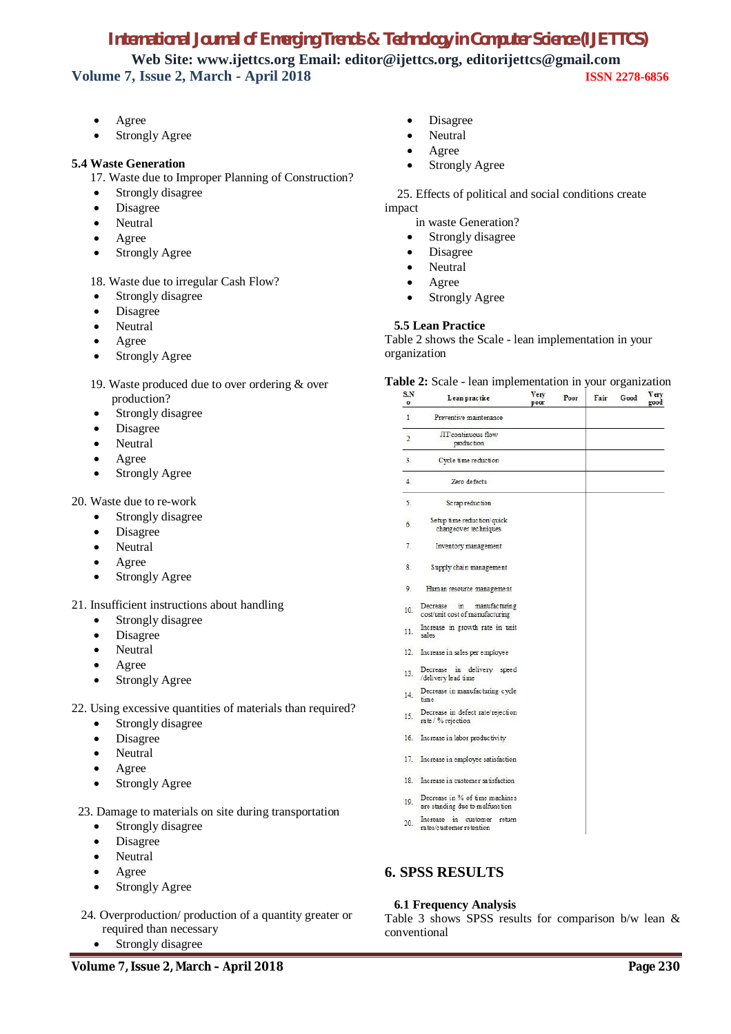- Agree
- Strongly Agree

**5.4 Waste Generation**

17. Waste due to Improper Planning of Construction?
- Strongly disagree
- Disagree
- Neutral
- Agree
- Strongly Agree

18. Waste due to irregular Cash Flow?
- Strongly disagree
- Disagree
- Neutral
- Agree
- Strongly Agree

19. Waste produced due to over ordering & over production?
- Strongly disagree
- Disagree
- Neutral
- Agree
- Strongly Agree

20. Waste due to re-work
- Strongly disagree
- Disagree
- Neutral
- Agree
- Strongly Agree

21. Insufficient instructions about handling
- Strongly disagree
- Disagree
- Neutral
- Agree
- Strongly Agree

22. Using excessive quantities of materials than required?
- Strongly disagree
- Disagree
- Neutral
- Agree
- Strongly Agree

23. Damage to materials on site during transportation
- Strongly disagree
- Disagree
- Neutral
- Agree
- Strongly Agree

24. Overproduction/ production of a quantity greater or required than necessary
- Strongly disagree
- Disagree
- Neutral
- Agree
- Strongly Agree

25. Effects of political and social conditions create impact in waste Generation?
- Strongly disagree
- Disagree
- Neutral
- Agree
- Strongly Agree

**5.5 Lean Practice**

Table 2 shows the Scale - lean implementation in your organization

**Table 2:** Scale - lean implementation in your organization

| S.No | Lean practice | Very poor | Poor | Fair | Good | Very good |
|---|---|---|---|---|---|---|
| 1 | Preventive maintenance | | | | | |
| 2 | JIT/continuous flow production | | | | | |
| 3. | Cycle time reduction | | | | | |
| 4. | Zero defects | | | | | |
| 5. | Scrap reduction | | | | | |
| 6. | Setup time reduction/ quick changeover techniques | | | | | |
| 7. | Inventory management | | | | | |
| 8. | Supply chain management | | | | | |
| 9. | Human resource management | | | | | |
| 10. | Decrease in manufacturing cost/unit cost of manufacturing | | | | | |
| 11. | Increase in growth rate in unit sales | | | | | |
| 12. | Increase in sales per employee | | | | | |
| 13. | Decrease in delivery speed /delivery lead time | | | | | |
| 14. | Decrease in manufacturing cycle time | | | | | |
| 15. | Decrease in defect rate/rejection rate / % rejection | | | | | |
| 16. | Increase in labor productivity | | | | | |
| 17. | Increase in employee satisfaction | | | | | |
| 18. | Increase in customer satisfaction | | | | | |
| 19. | Decrease in % of time machines are standing due to malfunction | | | | | |
| 20. | Increase in customer return rates/customer retention | | | | | |

## 6. SPSS RESULTS

### 6.1 Frequency Analysis

Table 3 shows SPSS results for comparison b/w lean & conventional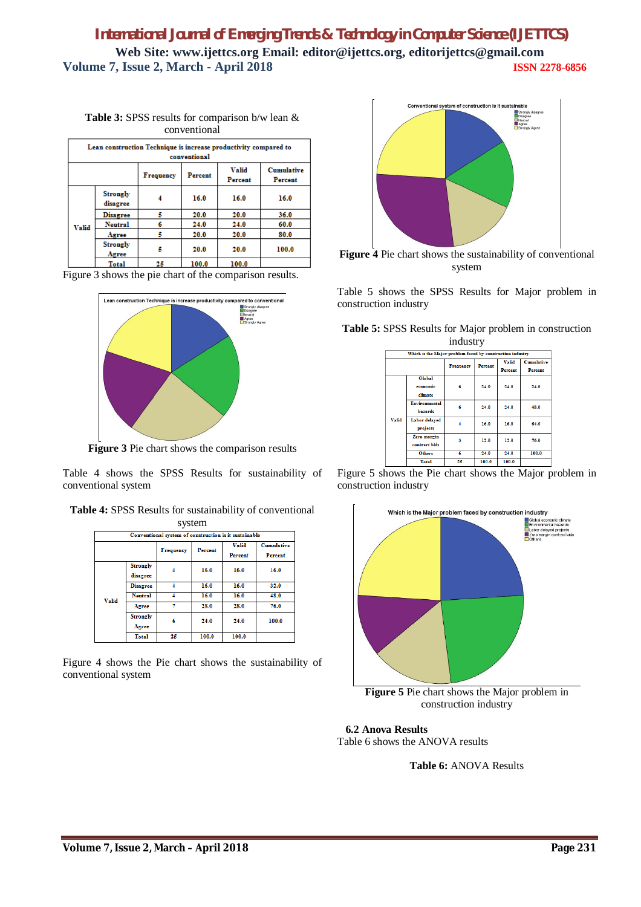**Table 3:** SPSS results for comparison b/w lean & conventional

| Lean construction Technique is increase productivity compared to conventional | | | | | |
|---|---|---|---|---|---|
| | | Frequency | Percent | Valid Percent | Cumulative Percent |
| Valid | Strongly disagree | 4 | 16.0 | 16.0 | 16.0 |
| | Disagree | 5 | 20.0 | 20.0 | 36.0 |
| | Neutral | 6 | 24.0 | 24.0 | 60.0 |
| | Agree | 5 | 20.0 | 20.0 | 80.0 |
| | Strongly Agree | 5 | 20.0 | 20.0 | 100.0 |
| | Total | 25 | 100.0 | 100.0 | |

Figure 3 shows the pie chart of the comparison results.

**Figure 3** Pie chart shows the comparison results

Table 4 shows the SPSS Results for sustainability of conventional system

**Table 4:** SPSS Results for sustainability of conventional system

| Conventional system of construction is it sustainable | | | | | |
|---|---|---|---|---|---|
| | | Frequency | Percent | Valid Percent | Cumulative Percent |
| Valid | Strongly disagree | 4 | 16.0 | 16.0 | 16.0 |
| | Disagree | 4 | 16.0 | 16.0 | 32.0 |
| | Neutral | 4 | 16.0 | 16.0 | 48.0 |
| | Agree | 7 | 28.0 | 28.0 | 76.0 |
| | Strongly Agree | 6 | 24.0 | 24.0 | 100.0 |
| | Total | 25 | 100.0 | 100.0 | |

Figure 4 shows the Pie chart shows the sustainability of conventional system

**Figure 4** Pie chart shows the sustainability of conventional system

Table 5 shows the SPSS Results for Major problem in construction industry

**Table 5:** SPSS Results for Major problem in construction industry

| Which is the Major problem faced by construction industry | | | | | |
|---|---|---|---|---|---|
| | | Frequency | Percent | Valid Percent | Cumulative Percent |
| Valid | Global economic climate | 6 | 24.0 | 24.0 | 24.0 |
| | Environmental hazards | 6 | 24.0 | 24.0 | 48.0 |
| | Labor delayed projects | 4 | 16.0 | 16.0 | 64.0 |
| | Zero margin contract bids | 3 | 12.0 | 12.0 | 76.0 |
| | Others | 6 | 24.0 | 24.0 | 100.0 |
| | Total | 25 | 100.0 | 100.0 | |

Figure 5 shows the Pie chart shows the Major problem in construction industry

**Figure 5** Pie chart shows the Major problem in construction industry

### 6.2 Anova Results

Table 6 shows the ANOVA results

**Table 6:** ANOVA Results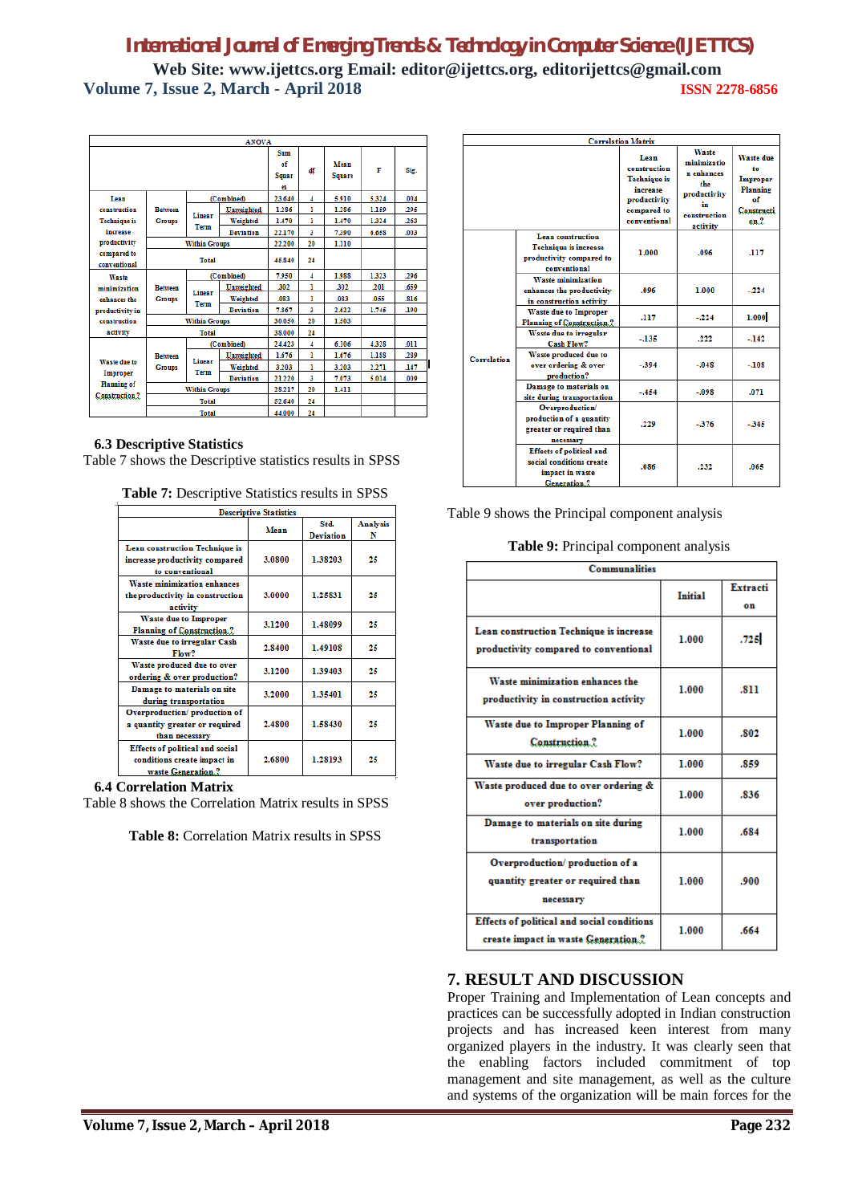| ANOVA | | | | | Sum of Squares | df | Mean Square | F | Sig. |
|---|---|---|---|---|---|---|---|---|---|
| Lean construction Technique is increase productivity compared to conventional | Between Groups | (Combined) | | | 23.640 | 4 | 5.910 | 5.324 | .004 |
| | | Linear Term | Unweighted | | 1.286 | 1 | 1.286 | 1.159 | .295 |
| | | | Weighted | | 1.470 | 1 | 1.470 | 1.324 | .263 |
| | | | Deviation | | 22.170 | 3 | 7.390 | 6.658 | .003 |
| | Within Groups | | | | 22.200 | 20 | 1.110 | | |
| | Total | | | | 45.840 | 24 | | | |
| Waste minimization enhances the productivity in construction activity | Between Groups | (Combined) | | | 7.950 | 4 | 1.988 | 1.323 | .296 |
| | | Linear Term | Unweighted | | .302 | 1 | .302 | .201 | .659 |
| | | | Weighted | | .083 | 1 | .083 | .055 | .816 |
| | | | Deviation | | 7.867 | 3 | 2.622 | 1.745 | .190 |
| | Within Groups | | | | 30.050 | 20 | 1.503 | | |
| | Total | | | | 38.000 | 24 | | | |
| Waste due to Improper Planning of Construction ? | Between Groups | (Combined) | | | 24.423 | 4 | 6.106 | 4.328 | .011 |
| | | Linear Term | Unweighted | | 1.676 | 1 | 1.676 | 1.188 | .289 |
| | | | Weighted | | 3.203 | 1 | 3.203 | 2.271 | .147 |
| | | | Deviation | | 21.220 | 3 | 7.073 | 5.014 | .009 |
| | Within Groups | | | | 28.217 | 20 | 1.411 | | |
| | Total | | | | 52.640 | 24 | | | |
| | Total | | | | 44.000 | 24 | | | |

### 6.3 Descriptive Statistics

Table 7 shows the Descriptive statistics results in SPSS

**Table 7:** Descriptive Statistics results in SPSS

| Descriptive Statistics | Mean | Std. Deviation | Analysis N |
|---|---|---|---|
| Lean construction Technique is increase productivity compared to conventional | 3.0800 | 1.38203 | 25 |
| Waste minimization enhances the productivity in construction activity | 3.0000 | 1.25831 | 25 |
| Waste due to Improper Planning of Construction ? | 3.1200 | 1.48099 | 25 |
| Waste due to irregular Cash Flow? | 2.8400 | 1.49108 | 25 |
| Waste produced due to over ordering & over production? | 3.1200 | 1.39403 | 25 |
| Damage to materials on site during transportation | 3.2000 | 1.35401 | 25 |
| Overproduction/ production of a quantity greater or required than necessary | 2.4800 | 1.58430 | 25 |
| Effects of political and social conditions create impact in waste Generation ? | 2.6800 | 1.28193 | 25 |

### 6.4 Correlation Matrix

Table 8 shows the Correlation Matrix results in SPSS

**Table 8:** Correlation Matrix results in SPSS

| Correlation Matrix | | Lean construction Technique is increase productivity compared to conventional | Waste minimization enhances the productivity in construction activity | Waste due to Improper Planning of Construction ? |
|---|---|---|---|---|
| Correlation | Lean construction Technique is increase productivity compared to conventional | 1.000 | .096 | .117 |
| | Waste minimization enhances the productivity in construction activity | .096 | 1.000 | -.224 |
| | Waste due to Improper Planning of Construction ? | .117 | -.224 | 1.000 |
| | Waste due to irregular Cash Flow? | -.135 | .222 | -.142 |
| | Waste produced due to over ordering & over production? | -.394 | -.048 | -.108 |
| | Damage to materials on site during transportation | -.454 | -.098 | .071 |
| | Overproduction/ production of a quantity greater or required than necessary | .229 | -.376 | -.345 |
| | Effects of political and social conditions create impact in waste Generation ? | .086 | .232 | .065 |

Table 9 shows the Principal component analysis

**Table 9:** Principal component analysis

| Communalities | Initial | Extraction |
|---|---|---|
| Lean construction Technique is increase productivity compared to conventional | 1.000 | .725 |
| Waste minimization enhances the productivity in construction activity | 1.000 | .811 |
| Waste due to Improper Planning of Construction ? | 1.000 | .802 |
| Waste due to irregular Cash Flow? | 1.000 | .859 |
| Waste produced due to over ordering & over production? | 1.000 | .836 |
| Damage to materials on site during transportation | 1.000 | .684 |
| Overproduction/ production of a quantity greater or required than necessary | 1.000 | .900 |
| Effects of political and social conditions create impact in waste Generation ? | 1.000 | .664 |

## 7. RESULT AND DISCUSSION

Proper Training and Implementation of Lean concepts and practices can be successfully adopted in Indian construction projects and has increased keen interest from many organized players in the industry. It was clearly seen that the enabling factors included commitment of top management and site management, as well as the culture and systems of the organization will be main forces for the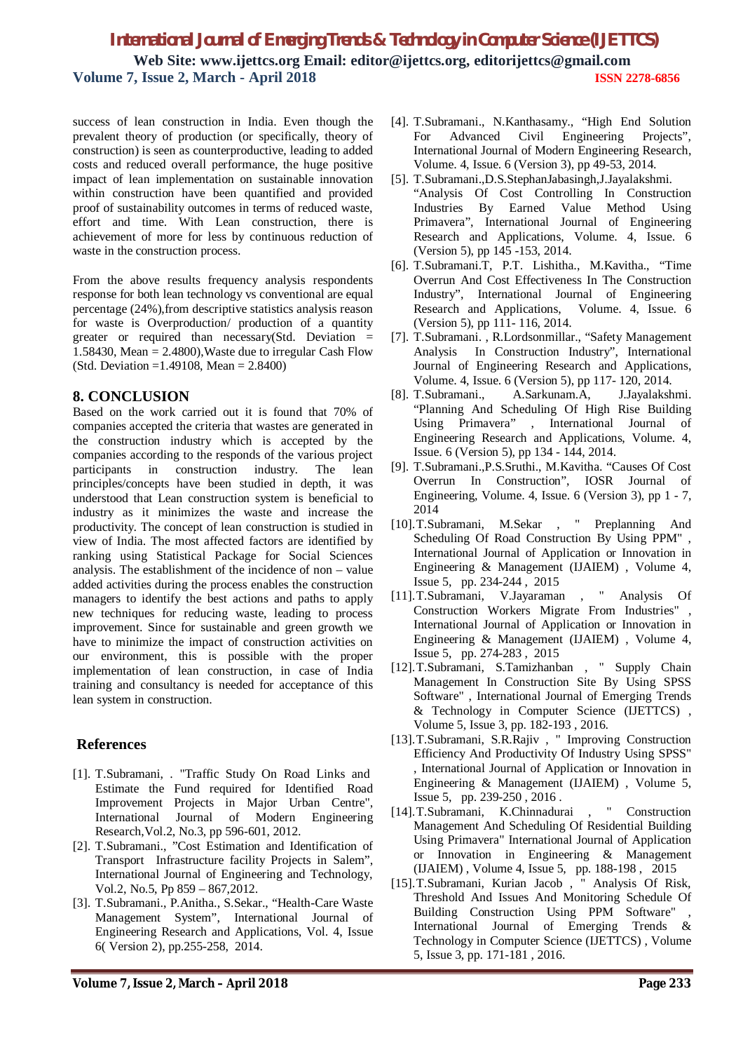success of lean construction in India. Even though the prevalent theory of production (or specifically, theory of construction) is seen as counterproductive, leading to added costs and reduced overall performance, the huge positive impact of lean implementation on sustainable innovation within construction have been quantified and provided proof of sustainability outcomes in terms of reduced waste, effort and time. With Lean construction, there is achievement of more for less by continuous reduction of waste in the construction process.

From the above results frequency analysis respondents response for both lean technology vs conventional are equal percentage (24%),from descriptive statistics analysis reason for waste is Overproduction/ production of a quantity greater or required than necessary(Std. Deviation = 1.58430, Mean = 2.4800),Waste due to irregular Cash Flow (Std. Deviation =1.49108, Mean = 2.8400)

## 8. CONCLUSION

Based on the work carried out it is found that 70% of companies accepted the criteria that wastes are generated in the construction industry which is accepted by the companies according to the responds of the various project participants in construction industry. The lean principles/concepts have been studied in depth, it was understood that Lean construction system is beneficial to industry as it minimizes the waste and increase the productivity. The concept of lean construction is studied in view of India. The most affected factors are identified by ranking using Statistical Package for Social Sciences analysis. The establishment of the incidence of non – value added activities during the process enables the construction managers to identify the best actions and paths to apply new techniques for reducing waste, leading to process improvement. Since for sustainable and green growth we have to minimize the impact of construction activities on our environment, this is possible with the proper implementation of lean construction, in case of India training and consultancy is needed for acceptance of this lean system in construction.

## References

[1]. T.Subramani, . "Traffic Study On Road Links and Estimate the Fund required for Identified Road Improvement Projects in Major Urban Centre", International Journal of Modern Engineering Research,Vol.2, No.3, pp 596-601, 2012.

[2]. T.Subramani., "Cost Estimation and Identification of Transport Infrastructure facility Projects in Salem", International Journal of Engineering and Technology, Vol.2, No.5, Pp 859 – 867,2012.

[3]. T.Subramani., P.Anitha., S.Sekar., "Health-Care Waste Management System", International Journal of Engineering Research and Applications, Vol. 4, Issue 6( Version 2), pp.255-258, 2014.

[4]. T.Subramani., N.Kanthasamy., "High End Solution For Advanced Civil Engineering Projects", International Journal of Modern Engineering Research, Volume. 4, Issue. 6 (Version 3), pp 49-53, 2014.

[5]. T.Subramani.,D.S.StephanJabasingh,J.Jayalakshmi. "Analysis Of Cost Controlling In Construction Industries By Earned Value Method Using Primavera", International Journal of Engineering Research and Applications, Volume. 4, Issue. 6 (Version 5), pp 145 -153, 2014.

[6]. T.Subramani.T, P.T. Lishitha., M.Kavitha., "Time Overrun And Cost Effectiveness In The Construction Industry", International Journal of Engineering Research and Applications, Volume. 4, Issue. 6 (Version 5), pp 111- 116, 2014.

[7]. T.Subramani. , R.Lordsonmillar., "Safety Management Analysis In Construction Industry", International Journal of Engineering Research and Applications, Volume. 4, Issue. 6 (Version 5), pp 117- 120, 2014.

[8]. T.Subramani., A.Sarkunam.A, J.Jayalakshmi. "Planning And Scheduling Of High Rise Building Using Primavera" , International Journal of Engineering Research and Applications, Volume. 4, Issue. 6 (Version 5), pp 134 - 144, 2014.

[9]. T.Subramani.,P.S.Sruthi., M.Kavitha. "Causes Of Cost Overrun In Construction", IOSR Journal of Engineering, Volume. 4, Issue. 6 (Version 3), pp 1 - 7, 2014

[10]. T.Subramani, M.Sekar , " Preplanning And Scheduling Of Road Construction By Using PPM" , International Journal of Application or Innovation in Engineering & Management (IJAIEM) , Volume 4, Issue 5, pp. 234-244 , 2015

[11]. T.Subramani, V.Jayaraman , " Analysis Of Construction Workers Migrate From Industries" , International Journal of Application or Innovation in Engineering & Management (IJAIEM) , Volume 4, Issue 5, pp. 274-283 , 2015

[12]. T.Subramani, S.Tamizhanban , " Supply Chain Management In Construction Site By Using SPSS Software" , International Journal of Emerging Trends & Technology in Computer Science (IJETTCS) , Volume 5, Issue 3, pp. 182-193 , 2016.

[13]. T.Subramani, S.R.Rajiv , " Improving Construction Efficiency And Productivity Of Industry Using SPSS" , International Journal of Application or Innovation in Engineering & Management (IJAIEM) , Volume 5, Issue 5, pp. 239-250 , 2016 .

[14]. T.Subramani, K.Chinnadurai , " Construction Management And Scheduling Of Residential Building Using Primavera" International Journal of Application or Innovation in Engineering & Management (IJAIEM) , Volume 4, Issue 5, pp. 188-198 , 2015

[15]. T.Subramani, Kurian Jacob , " Analysis Of Risk, Threshold And Issues And Monitoring Schedule Of Building Construction Using PPM Software" , International Journal of Emerging Trends & Technology in Computer Science (IJETTCS) , Volume 5, Issue 3, pp. 171-181 , 2016.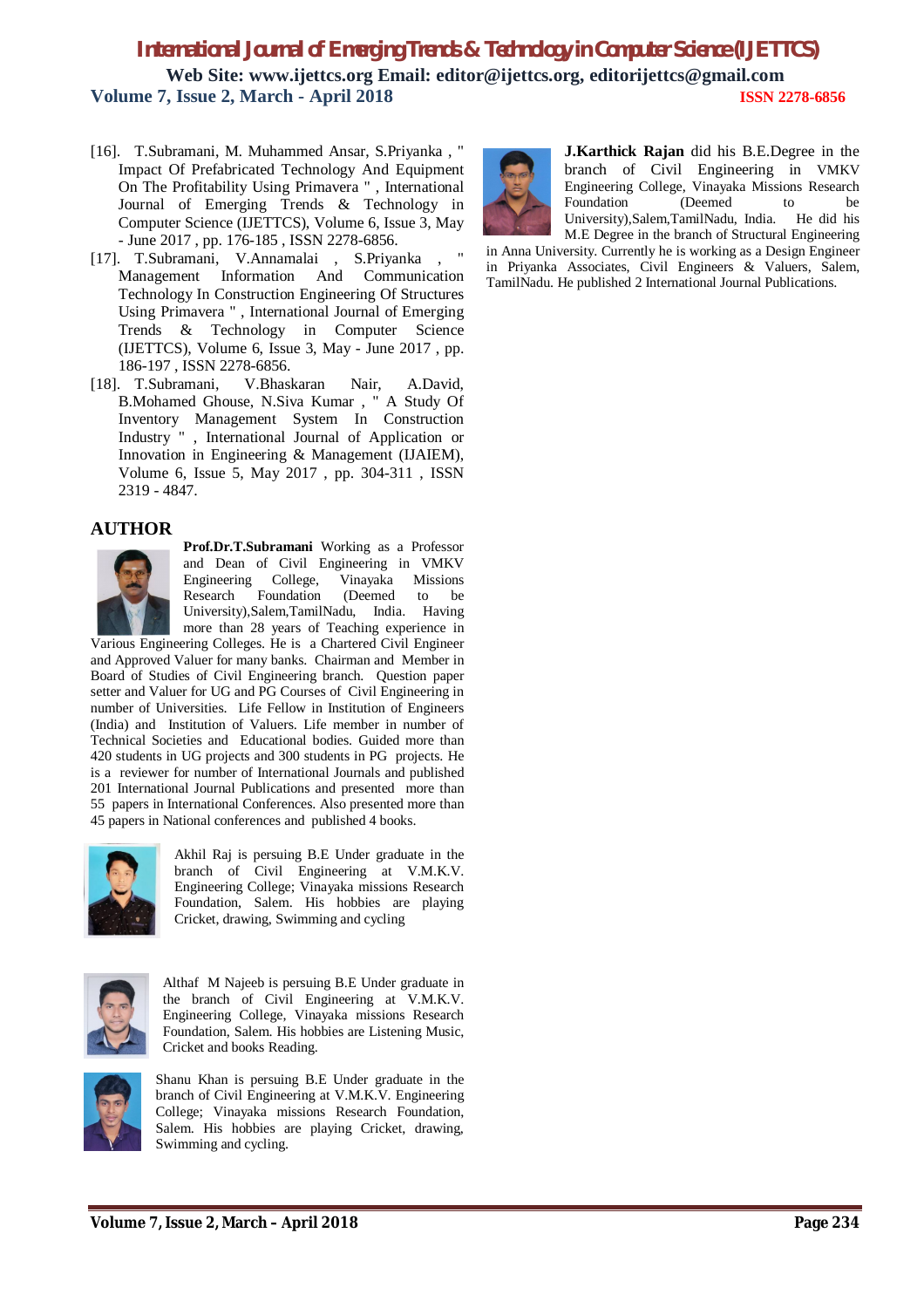[16]. T.Subramani, M. Muhammed Ansar, S.Priyanka , " Impact Of Prefabricated Technology And Equipment On The Profitability Using Primavera " , International Journal of Emerging Trends & Technology in Computer Science (IJETTCS), Volume 6, Issue 3, May - June 2017 , pp. 176-185 , ISSN 2278-6856.

[17]. T.Subramani, V.Annamalai , S.Priyanka , " Management Information And Communication Technology In Construction Engineering Of Structures Using Primavera " , International Journal of Emerging Trends & Technology in Computer Science (IJETTCS), Volume 6, Issue 3, May - June 2017 , pp. 186-197 , ISSN 2278-6856.

[18]. T.Subramani, V.Bhaskaran Nair, A.David, B.Mohamed Ghouse, N.Siva Kumar , " A Study Of Inventory Management System In Construction Industry " , International Journal of Application or Innovation in Engineering & Management (IJAIEM), Volume 6, Issue 5, May 2017 , pp. 304-311 , ISSN 2319 - 4847.

## AUTHOR

**Prof.Dr.T.Subramani** Working as a Professor and Dean of Civil Engineering in VMKV Engineering College, Vinayaka Missions Research Foundation (Deemed to be University),Salem,TamilNadu, India. Having more than 28 years of Teaching experience in Various Engineering Colleges. He is a Chartered Civil Engineer and Approved Valuer for many banks. Chairman and Member in Board of Studies of Civil Engineering branch. Question paper setter and Valuer for UG and PG Courses of Civil Engineering in number of Universities. Life Fellow in Institution of Engineers (India) and Institution of Valuers. Life member in number of Technical Societies and Educational bodies. Guided more than 420 students in UG projects and 300 students in PG projects. He is a reviewer for number of International Journals and published 201 International Journal Publications and presented more than 55 papers in International Conferences. Also presented more than 45 papers in National conferences and published 4 books.

Akhil Raj is persuing B.E Under graduate in the branch of Civil Engineering at V.M.K.V. Engineering College; Vinayaka missions Research Foundation, Salem. His hobbies are playing Cricket, drawing, Swimming and cycling

Althaf M Najeeb is persuing B.E Under graduate in the branch of Civil Engineering at V.M.K.V. Engineering College, Vinayaka missions Research Foundation, Salem. His hobbies are Listening Music, Cricket and books Reading.

Shanu Khan is persuing B.E Under graduate in the branch of Civil Engineering at V.M.K.V. Engineering College; Vinayaka missions Research Foundation, Salem. His hobbies are playing Cricket, drawing, Swimming and cycling.

**J.Karthick Rajan** did his B.E.Degree in the branch of Civil Engineering in VMKV Engineering College, Vinayaka Missions Research Foundation (Deemed to be University),Salem,TamilNadu, India. He did his M.E Degree in the branch of Structural Engineering in Anna University. Currently he is working as a Design Engineer in Priyanka Associates, Civil Engineers & Valuers, Salem, TamilNadu. He published 2 International Journal Publications.